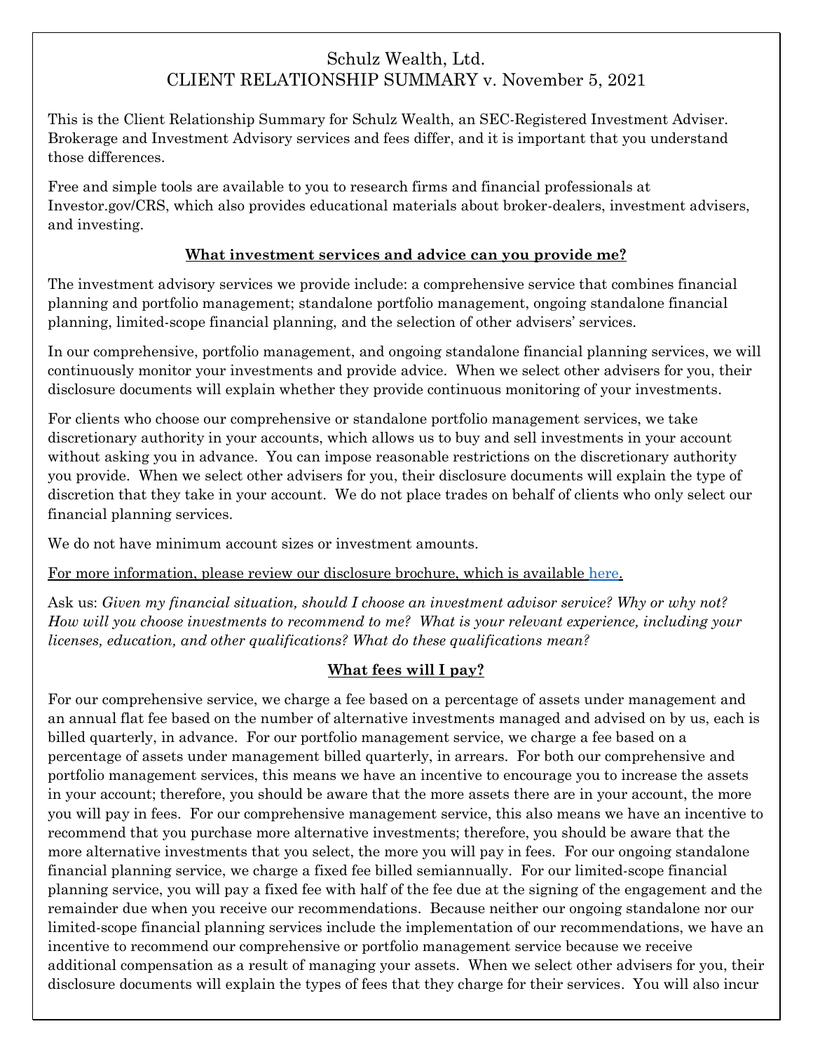# Schulz Wealth, Ltd.
# CLIENT RELATIONSHIP SUMMARY v. November 5, 2021

This is the Client Relationship Summary for Schulz Wealth, an SEC-Registered Investment Adviser. Brokerage and Investment Advisory services and fees differ, and it is important that you understand those differences.

Free and simple tools are available to you to research firms and financial professionals at Investor.gov/CRS, which also provides educational materials about broker-dealers, investment advisers, and investing.

## What investment services and advice can you provide me?

The investment advisory services we provide include: a comprehensive service that combines financial planning and portfolio management; standalone portfolio management, ongoing standalone financial planning, limited-scope financial planning, and the selection of other advisers' services.

In our comprehensive, portfolio management, and ongoing standalone financial planning services, we will continuously monitor your investments and provide advice. When we select other advisers for you, their disclosure documents will explain whether they provide continuous monitoring of your investments.

For clients who choose our comprehensive or standalone portfolio management services, we take discretionary authority in your accounts, which allows us to buy and sell investments in your account without asking you in advance. You can impose reasonable restrictions on the discretionary authority you provide. When we select other advisers for you, their disclosure documents will explain the type of discretion that they take in your account. We do not place trades on behalf of clients who only select our financial planning services.

We do not have minimum account sizes or investment amounts.

For more information, please review our disclosure brochure, which is available here.

Ask us: *Given my financial situation, should I choose an investment advisor service? Why or why not? How will you choose investments to recommend to me? What is your relevant experience, including your licenses, education, and other qualifications? What do these qualifications mean?*

## What fees will I pay?

For our comprehensive service, we charge a fee based on a percentage of assets under management and an annual flat fee based on the number of alternative investments managed and advised on by us, each is billed quarterly, in advance. For our portfolio management service, we charge a fee based on a percentage of assets under management billed quarterly, in arrears. For both our comprehensive and portfolio management services, this means we have an incentive to encourage you to increase the assets in your account; therefore, you should be aware that the more assets there are in your account, the more you will pay in fees. For our comprehensive management service, this also means we have an incentive to recommend that you purchase more alternative investments; therefore, you should be aware that the more alternative investments that you select, the more you will pay in fees. For our ongoing standalone financial planning service, we charge a fixed fee billed semiannually. For our limited-scope financial planning service, you will pay a fixed fee with half of the fee due at the signing of the engagement and the remainder due when you receive our recommendations. Because neither our ongoing standalone nor our limited-scope financial planning services include the implementation of our recommendations, we have an incentive to recommend our comprehensive or portfolio management service because we receive additional compensation as a result of managing your assets. When we select other advisers for you, their disclosure documents will explain the types of fees that they charge for their services. You will also incur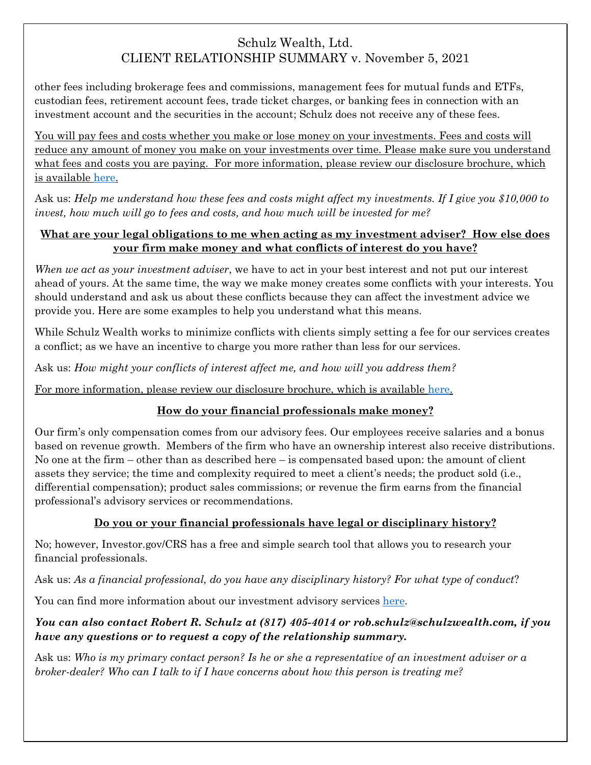other fees including brokerage fees and commissions, management fees for mutual funds and ETFs, custodian fees, retirement account fees, trade ticket charges, or banking fees in connection with an investment account and the securities in the account; Schulz does not receive any of these fees.

You will pay fees and costs whether you make or lose money on your investments. Fees and costs will reduce any amount of money you make on your investments over time. Please make sure you understand what fees and costs you are paying. For more information, please review our disclosure brochure, which is available here.

Ask us: *Help me understand how these fees and costs might affect my investments. If I give you $10,000 to invest, how much will go to fees and costs, and how much will be invested for me?*

## What are your legal obligations to me when acting as my investment adviser? How else does your firm make money and what conflicts of interest do you have?

*When we act as your investment adviser*, we have to act in your best interest and not put our interest ahead of yours. At the same time, the way we make money creates some conflicts with your interests. You should understand and ask us about these conflicts because they can affect the investment advice we provide you. Here are some examples to help you understand what this means.

While Schulz Wealth works to minimize conflicts with clients simply setting a fee for our services creates a conflict; as we have an incentive to charge you more rather than less for our services.

Ask us: *How might your conflicts of interest affect me, and how will you address them?*

For more information, please review our disclosure brochure, which is available here.

## How do your financial professionals make money?

Our firm's only compensation comes from our advisory fees. Our employees receive salaries and a bonus based on revenue growth. Members of the firm who have an ownership interest also receive distributions. No one at the firm – other than as described here – is compensated based upon: the amount of client assets they service; the time and complexity required to meet a client's needs; the product sold (i.e., differential compensation); product sales commissions; or revenue the firm earns from the financial professional's advisory services or recommendations.

## Do you or your financial professionals have legal or disciplinary history?

No; however, Investor.gov/CRS has a free and simple search tool that allows you to research your financial professionals.

Ask us: *As a financial professional, do you have any disciplinary history? For what type of conduct*?

You can find more information about our investment advisory services here.

***You can also contact Robert R. Schulz at (817) 405-4014 or rob.schulz@schulzwealth.com, if you have any questions or to request a copy of the relationship summary.***

Ask us: *Who is my primary contact person? Is he or she a representative of an investment adviser or a broker-dealer? Who can I talk to if I have concerns about how this person is treating me?*